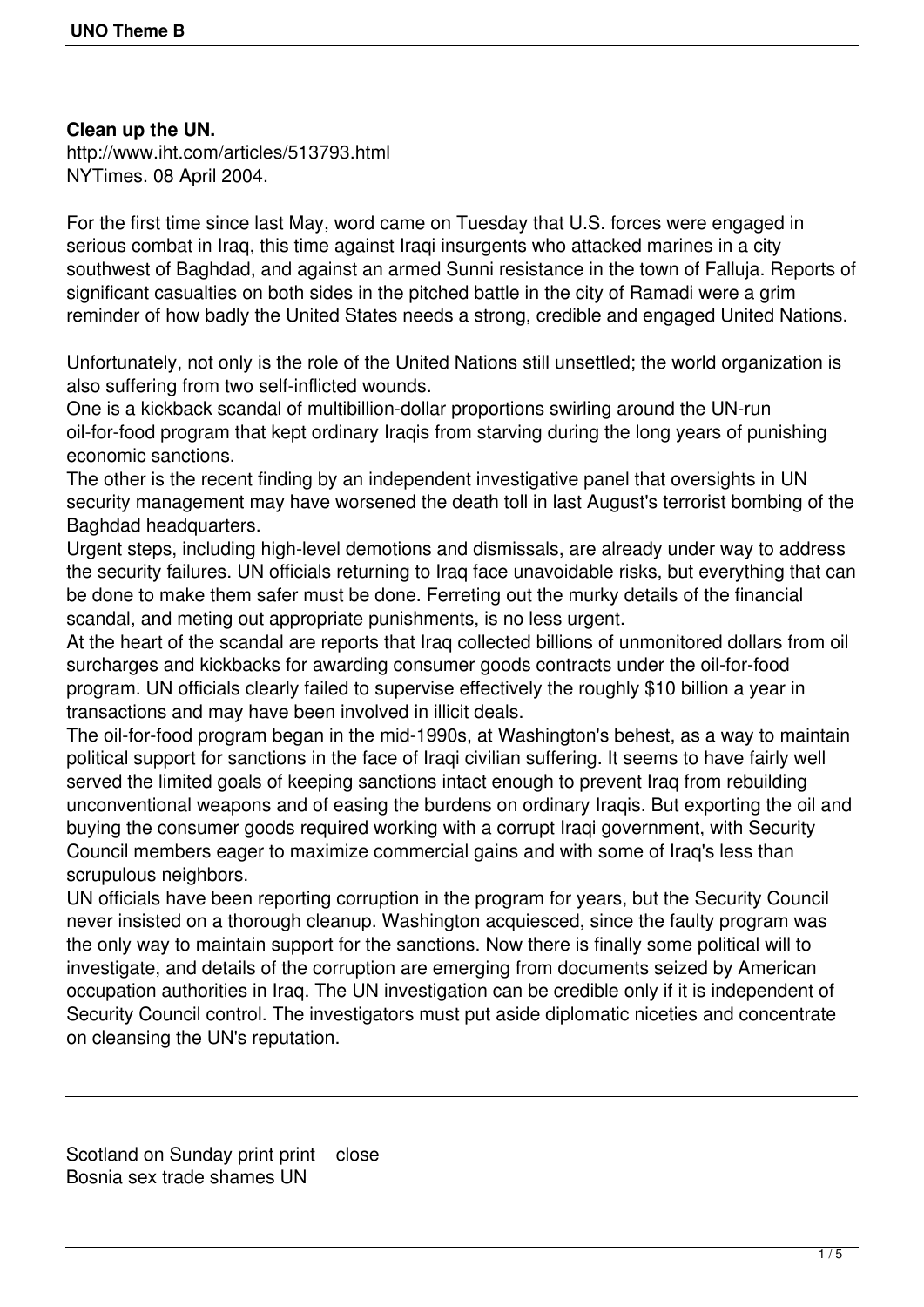**Clean up the UN.**
http://www.iht.com/articles/513793.html
NYTimes. 08 April 2004.

For the first time since last May, word came on Tuesday that U.S. forces were engaged in serious combat in Iraq, this time against Iraqi insurgents who attacked marines in a city southwest of Baghdad, and against an armed Sunni resistance in the town of Falluja. Reports of significant casualties on both sides in the pitched battle in the city of Ramadi were a grim reminder of how badly the United States needs a strong, credible and engaged United Nations.

Unfortunately, not only is the role of the United Nations still unsettled; the world organization is also suffering from two self-inflicted wounds.

One is a kickback scandal of multibillion-dollar proportions swirling around the UN-run oil-for-food program that kept ordinary Iraqis from starving during the long years of punishing economic sanctions.

The other is the recent finding by an independent investigative panel that oversights in UN security management may have worsened the death toll in last August's terrorist bombing of the Baghdad headquarters.

Urgent steps, including high-level demotions and dismissals, are already under way to address the security failures. UN officials returning to Iraq face unavoidable risks, but everything that can be done to make them safer must be done. Ferreting out the murky details of the financial scandal, and meting out appropriate punishments, is no less urgent.

At the heart of the scandal are reports that Iraq collected billions of unmonitored dollars from oil surcharges and kickbacks for awarding consumer goods contracts under the oil-for-food program. UN officials clearly failed to supervise effectively the roughly $10 billion a year in transactions and may have been involved in illicit deals.

The oil-for-food program began in the mid-1990s, at Washington's behest, as a way to maintain political support for sanctions in the face of Iraqi civilian suffering. It seems to have fairly well served the limited goals of keeping sanctions intact enough to prevent Iraq from rebuilding unconventional weapons and of easing the burdens on ordinary Iraqis. But exporting the oil and buying the consumer goods required working with a corrupt Iraqi government, with Security Council members eager to maximize commercial gains and with some of Iraq's less than scrupulous neighbors.

UN officials have been reporting corruption in the program for years, but the Security Council never insisted on a thorough cleanup. Washington acquiesced, since the faulty program was the only way to maintain support for the sanctions. Now there is finally some political will to investigate, and details of the corruption are emerging from documents seized by American occupation authorities in Iraq. The UN investigation can be credible only if it is independent of Security Council control. The investigators must put aside diplomatic niceties and concentrate on cleansing the UN's reputation.

---

Scotland on Sunday print print close
Bosnia sex trade shames UN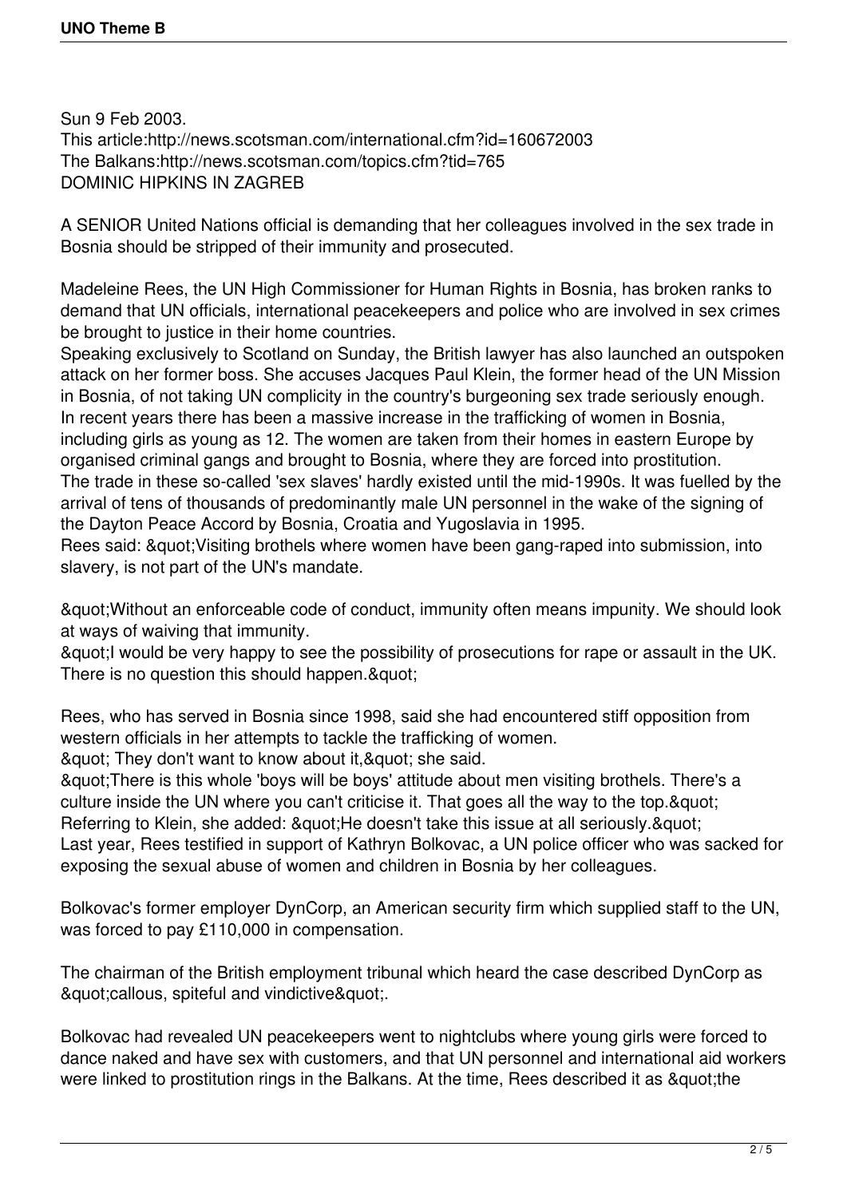Sun 9 Feb 2003.
This article:http://news.scotsman.com/international.cfm?id=160672003
The Balkans:http://news.scotsman.com/topics.cfm?tid=765
DOMINIC HIPKINS IN ZAGREB

A SENIOR United Nations official is demanding that her colleagues involved in the sex trade in Bosnia should be stripped of their immunity and prosecuted.

Madeleine Rees, the UN High Commissioner for Human Rights in Bosnia, has broken ranks to demand that UN officials, international peacekeepers and police who are involved in sex crimes be brought to justice in their home countries.
Speaking exclusively to Scotland on Sunday, the British lawyer has also launched an outspoken attack on her former boss. She accuses Jacques Paul Klein, the former head of the UN Mission in Bosnia, of not taking UN complicity in the country's burgeoning sex trade seriously enough.
In recent years there has been a massive increase in the trafficking of women in Bosnia, including girls as young as 12. The women are taken from their homes in eastern Europe by organised criminal gangs and brought to Bosnia, where they are forced into prostitution.
The trade in these so-called 'sex slaves' hardly existed until the mid-1990s. It was fuelled by the arrival of tens of thousands of predominantly male UN personnel in the wake of the signing of the Dayton Peace Accord by Bosnia, Croatia and Yugoslavia in 1995.
Rees said: &quot;Visiting brothels where women have been gang-raped into submission, into slavery, is not part of the UN's mandate.

&quot;Without an enforceable code of conduct, immunity often means impunity. We should look at ways of waiving that immunity.
&quot;I would be very happy to see the possibility of prosecutions for rape or assault in the UK. There is no question this should happen.&quot;

Rees, who has served in Bosnia since 1998, said she had encountered stiff opposition from western officials in her attempts to tackle the trafficking of women.
&quot; They don't want to know about it,&quot; she said.
&quot;There is this whole 'boys will be boys' attitude about men visiting brothels. There's a culture inside the UN where you can't criticise it. That goes all the way to the top.&quot;
Referring to Klein, she added: &quot;He doesn't take this issue at all seriously.&quot;
Last year, Rees testified in support of Kathryn Bolkovac, a UN police officer who was sacked for exposing the sexual abuse of women and children in Bosnia by her colleagues.

Bolkovac's former employer DynCorp, an American security firm which supplied staff to the UN, was forced to pay £110,000 in compensation.

The chairman of the British employment tribunal which heard the case described DynCorp as &quot;callous, spiteful and vindictive&quot;.

Bolkovac had revealed UN peacekeepers went to nightclubs where young girls were forced to dance naked and have sex with customers, and that UN personnel and international aid workers were linked to prostitution rings in the Balkans. At the time, Rees described it as &quot;the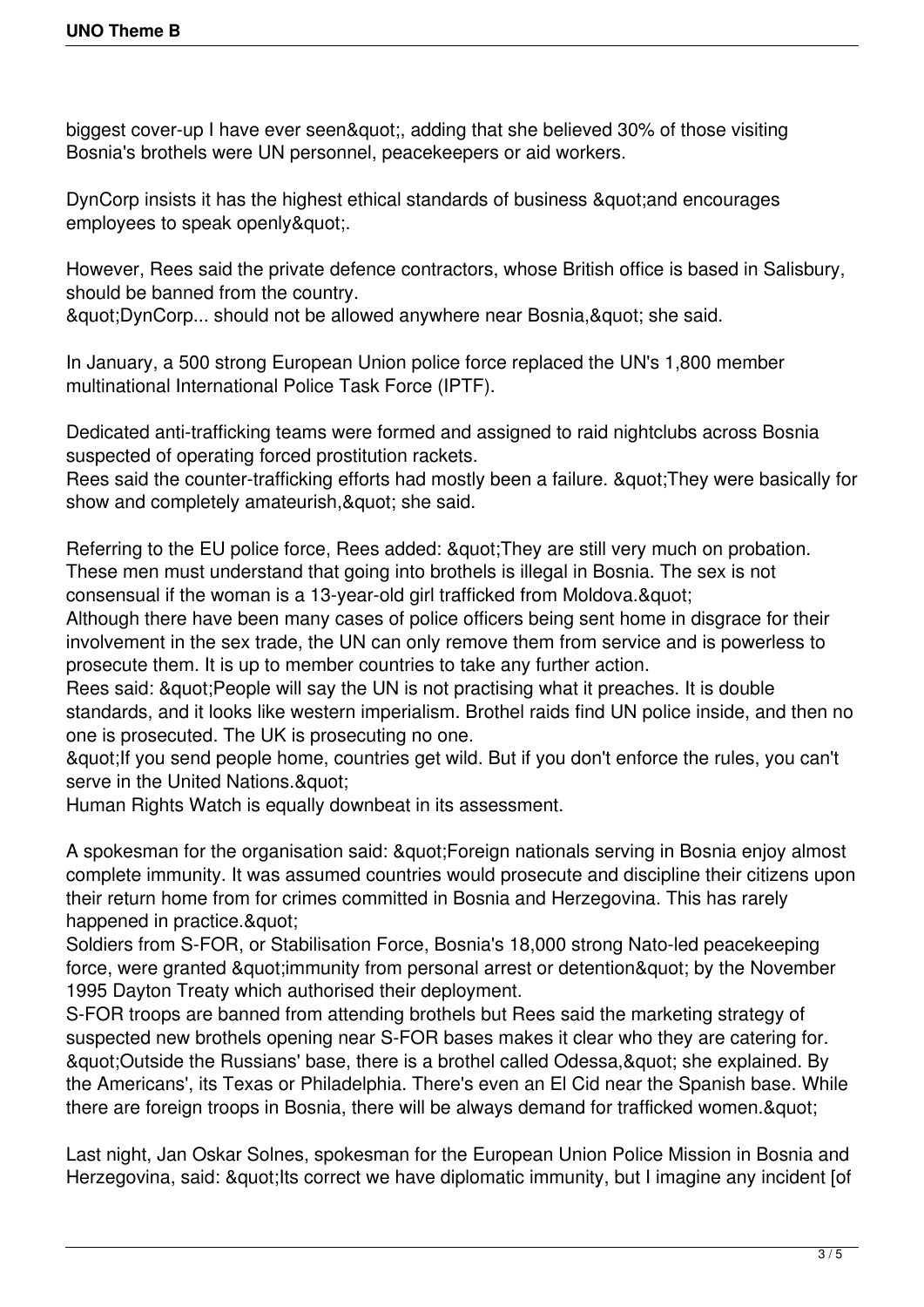biggest cover-up I have ever seen&quot;, adding that she believed 30% of those visiting Bosnia's brothels were UN personnel, peacekeepers or aid workers.

DynCorp insists it has the highest ethical standards of business &quot;and encourages employees to speak openly&quot;.

However, Rees said the private defence contractors, whose British office is based in Salisbury, should be banned from the country.
&quot;DynCorp... should not be allowed anywhere near Bosnia,&quot; she said.

In January, a 500 strong European Union police force replaced the UN's 1,800 member multinational International Police Task Force (IPTF).

Dedicated anti-trafficking teams were formed and assigned to raid nightclubs across Bosnia suspected of operating forced prostitution rackets.
Rees said the counter-trafficking efforts had mostly been a failure. &quot;They were basically for show and completely amateurish,&quot; she said.

Referring to the EU police force, Rees added: &quot;They are still very much on probation. These men must understand that going into brothels is illegal in Bosnia. The sex is not consensual if the woman is a 13-year-old girl trafficked from Moldova.&quot;
Although there have been many cases of police officers being sent home in disgrace for their involvement in the sex trade, the UN can only remove them from service and is powerless to prosecute them. It is up to member countries to take any further action.
Rees said: &quot;People will say the UN is not practising what it preaches. It is double standards, and it looks like western imperialism. Brothel raids find UN police inside, and then no one is prosecuted. The UK is prosecuting no one.
&quot;If you send people home, countries get wild. But if you don't enforce the rules, you can't serve in the United Nations.&quot;
Human Rights Watch is equally downbeat in its assessment.

A spokesman for the organisation said: &quot;Foreign nationals serving in Bosnia enjoy almost complete immunity. It was assumed countries would prosecute and discipline their citizens upon their return home from for crimes committed in Bosnia and Herzegovina. This has rarely happened in practice.&quot;
Soldiers from S-FOR, or Stabilisation Force, Bosnia's 18,000 strong Nato-led peacekeeping force, were granted &quot;immunity from personal arrest or detention&quot; by the November 1995 Dayton Treaty which authorised their deployment.
S-FOR troops are banned from attending brothels but Rees said the marketing strategy of suspected new brothels opening near S-FOR bases makes it clear who they are catering for.
&quot;Outside the Russians' base, there is a brothel called Odessa,&quot; she explained. By the Americans', its Texas or Philadelphia. There's even an El Cid near the Spanish base. While there are foreign troops in Bosnia, there will be always demand for trafficked women.&quot;

Last night, Jan Oskar Solnes, spokesman for the European Union Police Mission in Bosnia and Herzegovina, said: &quot;Its correct we have diplomatic immunity, but I imagine any incident [of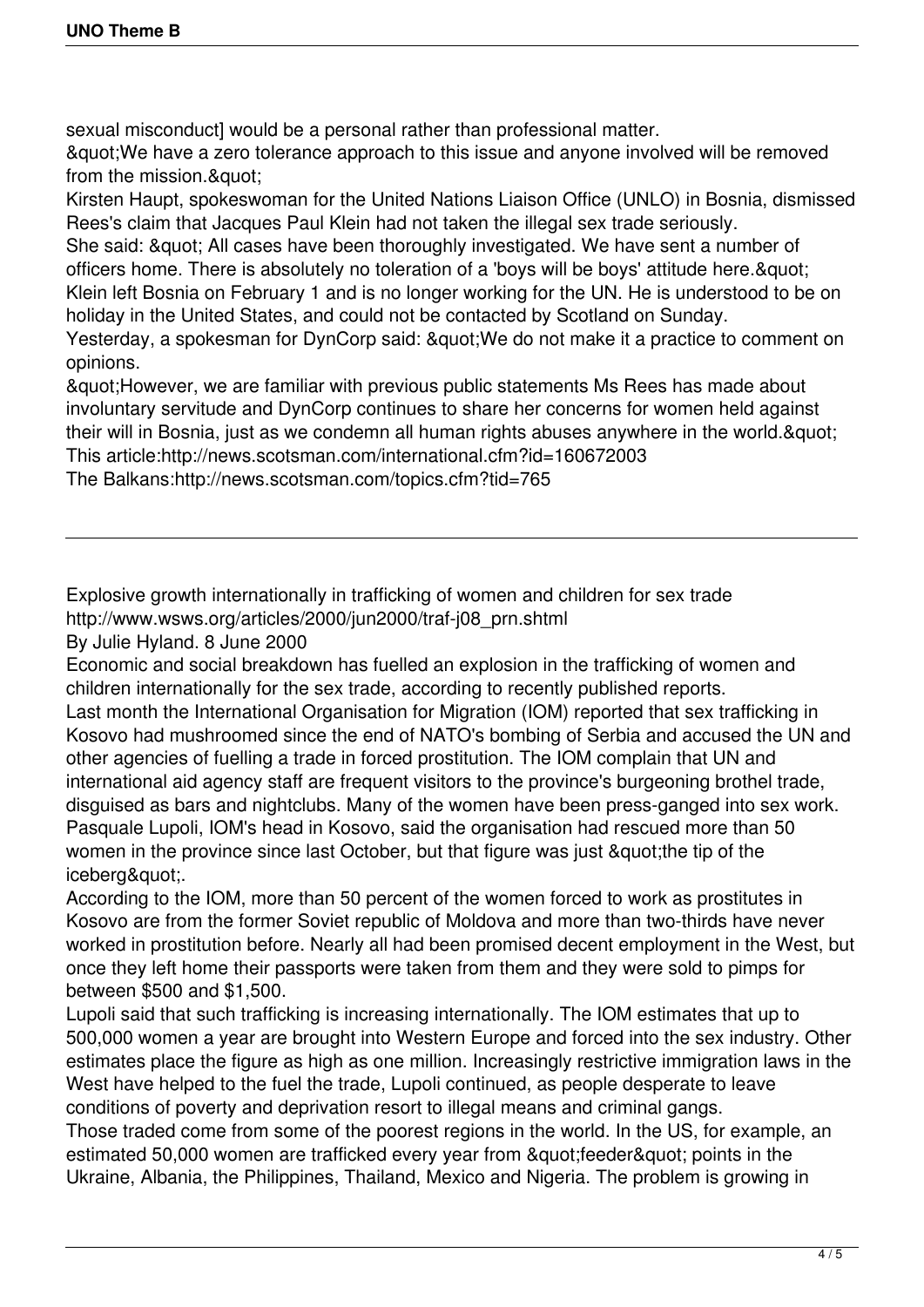sexual misconduct] would be a personal rather than professional matter.

&quot;We have a zero tolerance approach to this issue and anyone involved will be removed from the mission.&quot;

Kirsten Haupt, spokeswoman for the United Nations Liaison Office (UNLO) in Bosnia, dismissed Rees's claim that Jacques Paul Klein had not taken the illegal sex trade seriously.

She said: &quot; All cases have been thoroughly investigated. We have sent a number of officers home. There is absolutely no toleration of a 'boys will be boys' attitude here.&quot;

Klein left Bosnia on February 1 and is no longer working for the UN. He is understood to be on holiday in the United States, and could not be contacted by Scotland on Sunday.

Yesterday, a spokesman for DynCorp said: &quot;We do not make it a practice to comment on opinions.

&quot;However, we are familiar with previous public statements Ms Rees has made about involuntary servitude and DynCorp continues to share her concerns for women held against their will in Bosnia, just as we condemn all human rights abuses anywhere in the world.&quot;

This article:http://news.scotsman.com/international.cfm?id=160672003

The Balkans:http://news.scotsman.com/topics.cfm?tid=765

---

Explosive growth internationally in trafficking of women and children for sex trade

http://www.wsws.org/articles/2000/jun2000/traf-j08_prn.shtml

By Julie Hyland. 8 June 2000

Economic and social breakdown has fuelled an explosion in the trafficking of women and children internationally for the sex trade, according to recently published reports.

Last month the International Organisation for Migration (IOM) reported that sex trafficking in Kosovo had mushroomed since the end of NATO's bombing of Serbia and accused the UN and other agencies of fuelling a trade in forced prostitution. The IOM complain that UN and international aid agency staff are frequent visitors to the province's burgeoning brothel trade, disguised as bars and nightclubs. Many of the women have been press-ganged into sex work.

Pasquale Lupoli, IOM's head in Kosovo, said the organisation had rescued more than 50 women in the province since last October, but that figure was just &quot;the tip of the iceberg&quot;.

According to the IOM, more than 50 percent of the women forced to work as prostitutes in Kosovo are from the former Soviet republic of Moldova and more than two-thirds have never worked in prostitution before. Nearly all had been promised decent employment in the West, but once they left home their passports were taken from them and they were sold to pimps for between $500 and $1,500.

Lupoli said that such trafficking is increasing internationally. The IOM estimates that up to 500,000 women a year are brought into Western Europe and forced into the sex industry. Other estimates place the figure as high as one million. Increasingly restrictive immigration laws in the West have helped to the fuel the trade, Lupoli continued, as people desperate to leave conditions of poverty and deprivation resort to illegal means and criminal gangs.

Those traded come from some of the poorest regions in the world. In the US, for example, an estimated 50,000 women are trafficked every year from &quot;feeder&quot; points in the Ukraine, Albania, the Philippines, Thailand, Mexico and Nigeria. The problem is growing in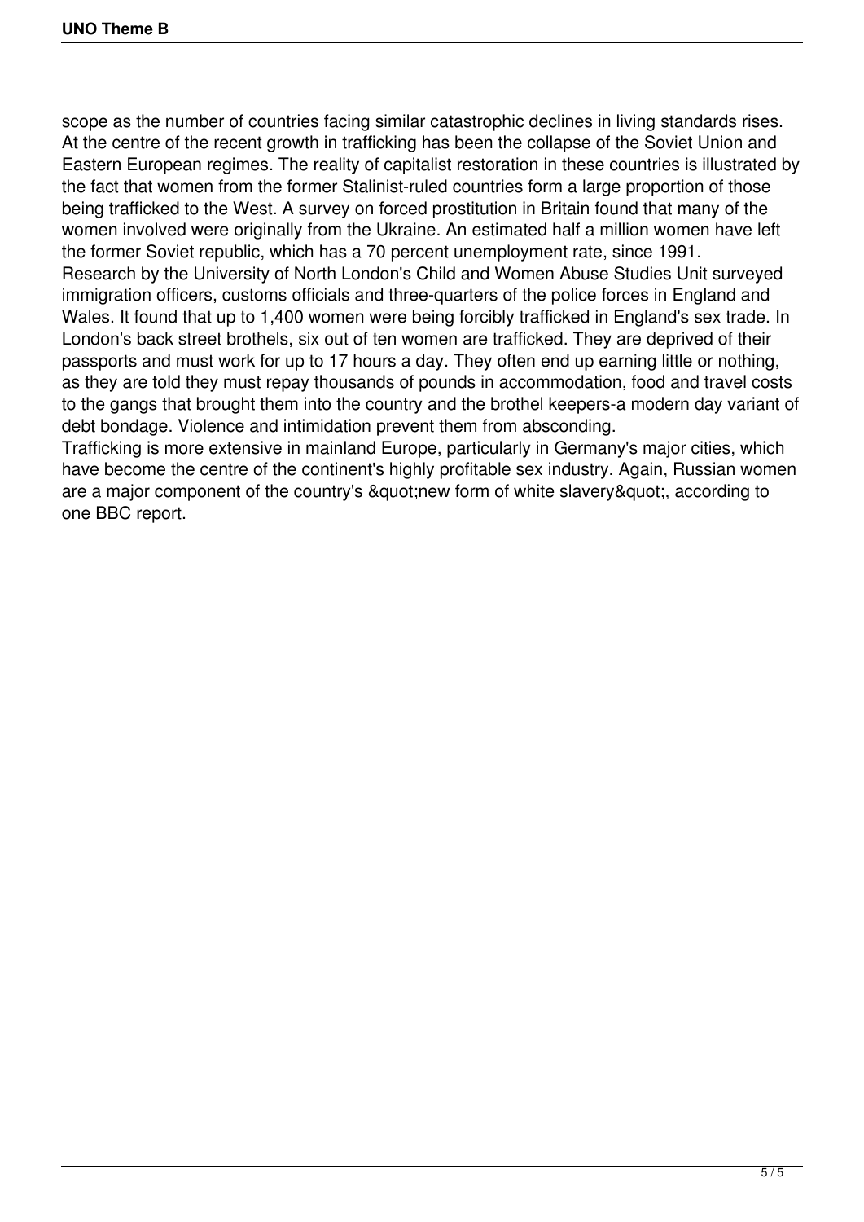scope as the number of countries facing similar catastrophic declines in living standards rises. At the centre of the recent growth in trafficking has been the collapse of the Soviet Union and Eastern European regimes. The reality of capitalist restoration in these countries is illustrated by the fact that women from the former Stalinist-ruled countries form a large proportion of those being trafficked to the West. A survey on forced prostitution in Britain found that many of the women involved were originally from the Ukraine. An estimated half a million women have left the former Soviet republic, which has a 70 percent unemployment rate, since 1991.

Research by the University of North London's Child and Women Abuse Studies Unit surveyed immigration officers, customs officials and three-quarters of the police forces in England and Wales. It found that up to 1,400 women were being forcibly trafficked in England's sex trade. In London's back street brothels, six out of ten women are trafficked. They are deprived of their passports and must work for up to 17 hours a day. They often end up earning little or nothing, as they are told they must repay thousands of pounds in accommodation, food and travel costs to the gangs that brought them into the country and the brothel keepers-a modern day variant of debt bondage. Violence and intimidation prevent them from absconding.

Trafficking is more extensive in mainland Europe, particularly in Germany's major cities, which have become the centre of the continent's highly profitable sex industry. Again, Russian women are a major component of the country's &quot;new form of white slavery&quot;, according to one BBC report.